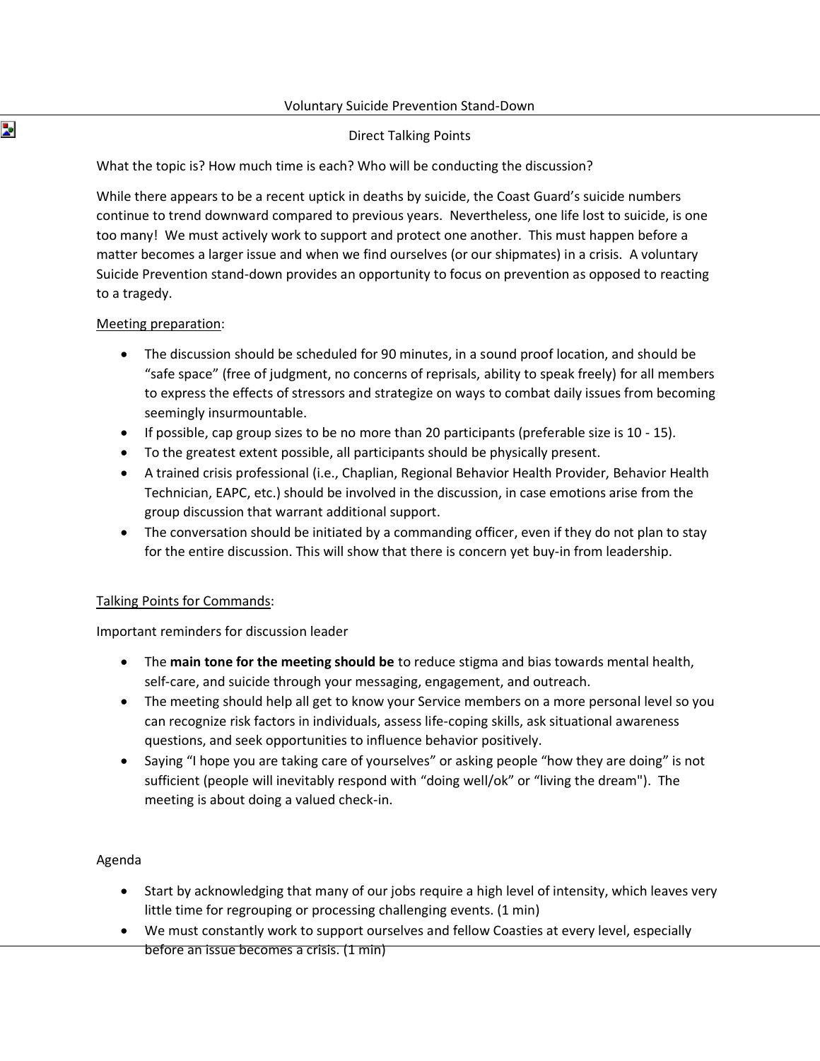# Voluntary Suicide Prevention Stand-Down

## Direct Talking Points

What the topic is? How much time is each? Who will be conducting the discussion?

While there appears to be a recent uptick in deaths by suicide, the Coast Guard's suicide numbers continue to trend downward compared to previous years. Nevertheless, one life lost to suicide, is one too many! We must actively work to support and protect one another. This must happen before a matter becomes a larger issue and when we find ourselves (or our shipmates) in a crisis. A voluntary Suicide Prevention stand-down provides an opportunity to focus on prevention as opposed to reacting to a tragedy.

Meeting preparation:

- The discussion should be scheduled for 90 minutes, in a sound proof location, and should be "safe space" (free of judgment, no concerns of reprisals, ability to speak freely) for all members to express the effects of stressors and strategize on ways to combat daily issues from becoming seemingly insurmountable.
- If possible, cap group sizes to be no more than 20 participants (preferable size is 10 - 15).
- To the greatest extent possible, all participants should be physically present.
- A trained crisis professional (i.e., Chaplian, Regional Behavior Health Provider, Behavior Health Technician, EAPC, etc.) should be involved in the discussion, in case emotions arise from the group discussion that warrant additional support.
- The conversation should be initiated by a commanding officer, even if they do not plan to stay for the entire discussion. This will show that there is concern yet buy-in from leadership.

Talking Points for Commands:

Important reminders for discussion leader

- The **main tone for the meeting should be** to reduce stigma and bias towards mental health, self-care, and suicide through your messaging, engagement, and outreach.
- The meeting should help all get to know your Service members on a more personal level so you can recognize risk factors in individuals, assess life-coping skills, ask situational awareness questions, and seek opportunities to influence behavior positively.
- Saying "I hope you are taking care of yourselves" or asking people "how they are doing" is not sufficient (people will inevitably respond with "doing well/ok" or "living the dream"). The meeting is about doing a valued check-in.

Agenda

- Start by acknowledging that many of our jobs require a high level of intensity, which leaves very little time for regrouping or processing challenging events. (1 min)
- We must constantly work to support ourselves and fellow Coasties at every level, especially before an issue becomes a crisis. (1 min)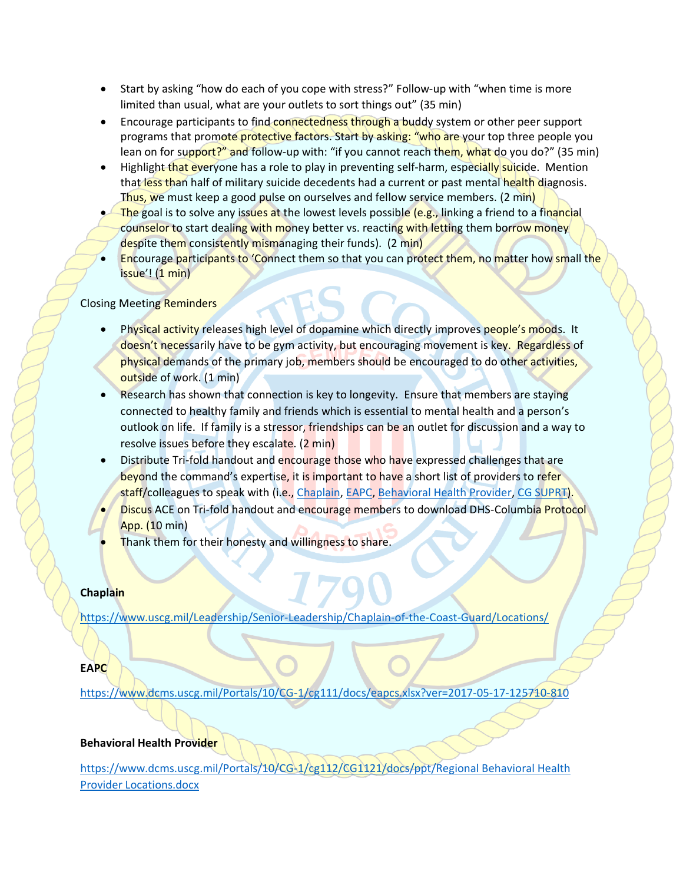- Start by asking "how do each of you cope with stress?" Follow-up with "when time is more limited than usual, what are your outlets to sort things out" (35 min)
- Encourage participants to find connectedness through a buddy system or other peer support programs that promote protective factors. Start by asking: "who are your top three people you lean on for support?" and follow-up with: "if you cannot reach them, what do you do?" (35 min)
- Highlight that everyone has a role to play in preventing self-harm, especially suicide. Mention that less than half of military suicide decedents had a current or past mental health diagnosis. Thus, we must keep a good pulse on ourselves and fellow service members. (2 min)
- The goal is to solve any issues at the lowest levels possible (e.g., linking a friend to a financial counselor to start dealing with money better vs. reacting with letting them borrow money despite them consistently mismanaging their funds). (2 min)
- Encourage participants to 'Connect them so that you can protect them, no matter how small the issue'! (1 min)

Closing Meeting Reminders

- Physical activity releases high level of dopamine which directly improves people's moods. It doesn't necessarily have to be gym activity, but encouraging movement is key. Regardless of physical demands of the primary job, members should be encouraged to do other activities, outside of work. (1 min)
- Research has shown that connection is key to longevity. Ensure that members are staying connected to healthy family and friends which is essential to mental health and a person's outlook on life. If family is a stressor, friendships can be an outlet for discussion and a way to resolve issues before they escalate. (2 min)
- Distribute Tri-fold handout and encourage those who have expressed challenges that are beyond the command's expertise, it is important to have a short list of providers to refer staff/colleagues to speak with (i.e., Chaplain, EAPC, Behavioral Health Provider, CG SUPRT).
- Discus ACE on Tri-fold handout and encourage members to download DHS-Columbia Protocol App. (10 min)
- Thank them for their honesty and willingness to share.

**Chaplain**

https://www.uscg.mil/Leadership/Senior-Leadership/Chaplain-of-the-Coast-Guard/Locations/

**EAPC**

https://www.dcms.uscg.mil/Portals/10/CG-1/cg111/docs/eapcs.xlsx?ver=2017-05-17-125710-810

**Behavioral Health Provider**

https://www.dcms.uscg.mil/Portals/10/CG-1/cg112/CG1121/docs/ppt/Regional Behavioral Health Provider Locations.docx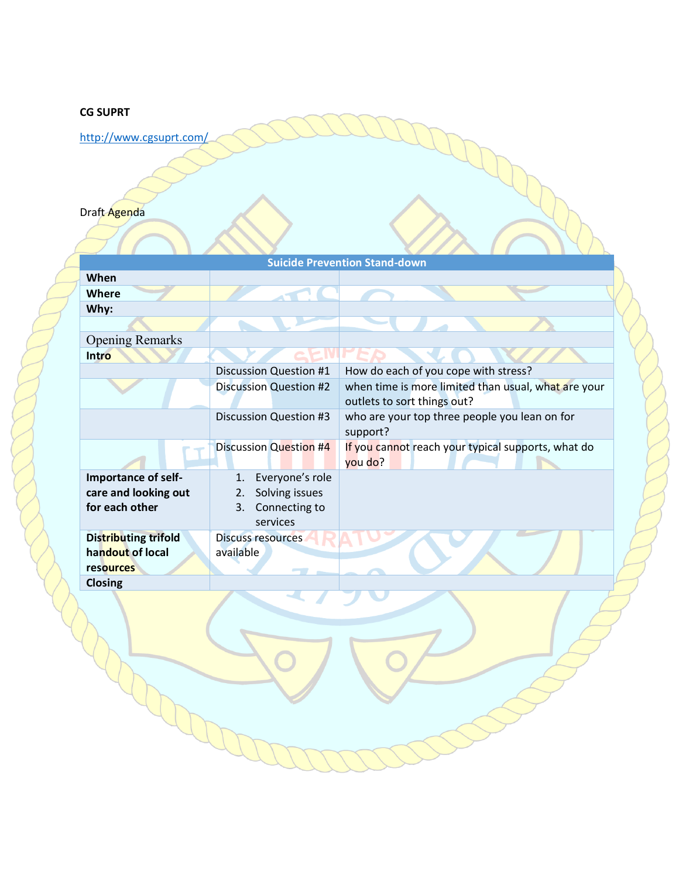**CG SUPRT**

http://www.cgsuprt.com/

Draft Agenda

| Suicide Prevention Stand-down | | |
|---|---|---|
| **When** | | |
| **Where** | | |
| **Why:** | | |
| | | |
| Opening Remarks | | |
| **Intro** | | |
| | Discussion Question #1 | How do each of you cope with stress? |
| | Discussion Question #2 | when time is more limited than usual, what are your outlets to sort things out? |
| | Discussion Question #3 | who are your top three people you lean on for support? |
| | Discussion Question #4 | If you cannot reach your typical supports, what do you do? |
| **Importance of self-care and looking out for each other** | 1. Everyone's role<br>2. Solving issues<br>3. Connecting to services | |
| **Distributing trifold handout of local resources** | Discuss resources available | |
| **Closing** | | |